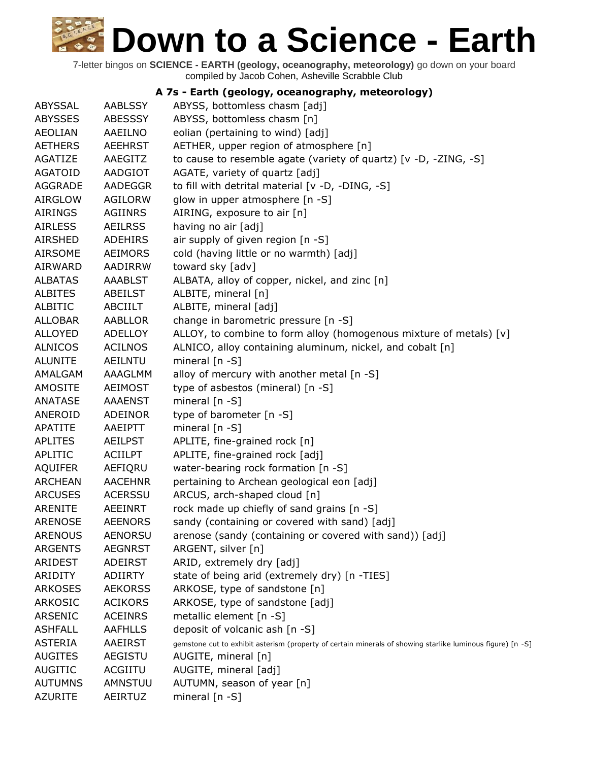# Down to a Science - Earth

7-letter bingos on **SCIENCE - EARTH (geology, oceanography, meteorology)** go down on your board
compiled by Jacob Cohen, Asheville Scrabble Club

### A 7s - Earth (geology, oceanography, meteorology)

| | | |
|---|---|---|
| ABYSSAL | AABLSSY | ABYSS, bottomless chasm [adj] |
| ABYSSES | ABESSSY | ABYSS, bottomless chasm [n] |
| AEOLIAN | AAEILNO | eolian (pertaining to wind) [adj] |
| AETHERS | AEEHRST | AETHER, upper region of atmosphere [n] |
| AGATIZE | AAEGITZ | to cause to resemble agate (variety of quartz) [v -D, -ZING, -S] |
| AGATOID | AADGIOT | AGATE, variety of quartz [adj] |
| AGGRADE | AADEGGR | to fill with detrital material [v -D, -DING, -S] |
| AIRGLOW | AGILORW | glow in upper atmosphere [n -S] |
| AIRINGS | AGIINRS | AIRING, exposure to air [n] |
| AIRLESS | AEILRSS | having no air [adj] |
| AIRSHED | ADEHIRS | air supply of given region [n -S] |
| AIRSOME | AEIMORS | cold (having little or no warmth) [adj] |
| AIRWARD | AADIRRW | toward sky [adv] |
| ALBATAS | AAABLST | ALBATA, alloy of copper, nickel, and zinc [n] |
| ALBITES | ABEILST | ALBITE, mineral [n] |
| ALBITIC | ABCIILT | ALBITE, mineral [adj] |
| ALLOBAR | AABLLOR | change in barometric pressure [n -S] |
| ALLOYED | ADELLOY | ALLOY, to combine to form alloy (homogenous mixture of metals) [v] |
| ALNICOS | ACILNOS | ALNICO, alloy containing aluminum, nickel, and cobalt [n] |
| ALUNITE | AEILNTU | mineral [n -S] |
| AMALGAM | AAAGLMM | alloy of mercury with another metal [n -S] |
| AMOSITE | AEIMOST | type of asbestos (mineral) [n -S] |
| ANATASE | AAAENST | mineral [n -S] |
| ANEROID | ADEINOR | type of barometer [n -S] |
| APATITE | AAEIPTT | mineral [n -S] |
| APLITES | AEILPST | APLITE, fine-grained rock [n] |
| APLITIC | ACIILPT | APLITE, fine-grained rock [adj] |
| AQUIFER | AEFIQRU | water-bearing rock formation [n -S] |
| ARCHEAN | AACEHNR | pertaining to Archean geological eon [adj] |
| ARCUSES | ACERSSU | ARCUS, arch-shaped cloud [n] |
| ARENITE | AEEINRT | rock made up chiefly of sand grains [n -S] |
| ARENOSE | AEENORS | sandy (containing or covered with sand) [adj] |
| ARENOUS | AENORSU | arenose (sandy (containing or covered with sand)) [adj] |
| ARGENTS | AEGNRST | ARGENT, silver [n] |
| ARIDEST | ADEIRST | ARID, extremely dry [adj] |
| ARIDITY | ADIIRTY | state of being arid (extremely dry) [n -TIES] |
| ARKOSES | AEKORSS | ARKOSE, type of sandstone [n] |
| ARKOSIC | ACIKORS | ARKOSE, type of sandstone [adj] |
| ARSENIC | ACEINRS | metallic element [n -S] |
| ASHFALL | AAFHLLS | deposit of volcanic ash [n -S] |
| ASTERIA | AAEIRST | gemstone cut to exhibit asterism (property of certain minerals of showing starlike luminous figure) [n -S] |
| AUGITES | AEGISTU | AUGITE, mineral [n] |
| AUGITIC | ACGIITU | AUGITE, mineral [adj] |
| AUTUMNS | AMNSTUU | AUTUMN, season of year [n] |
| AZURITE | AEIRTUZ | mineral [n -S] |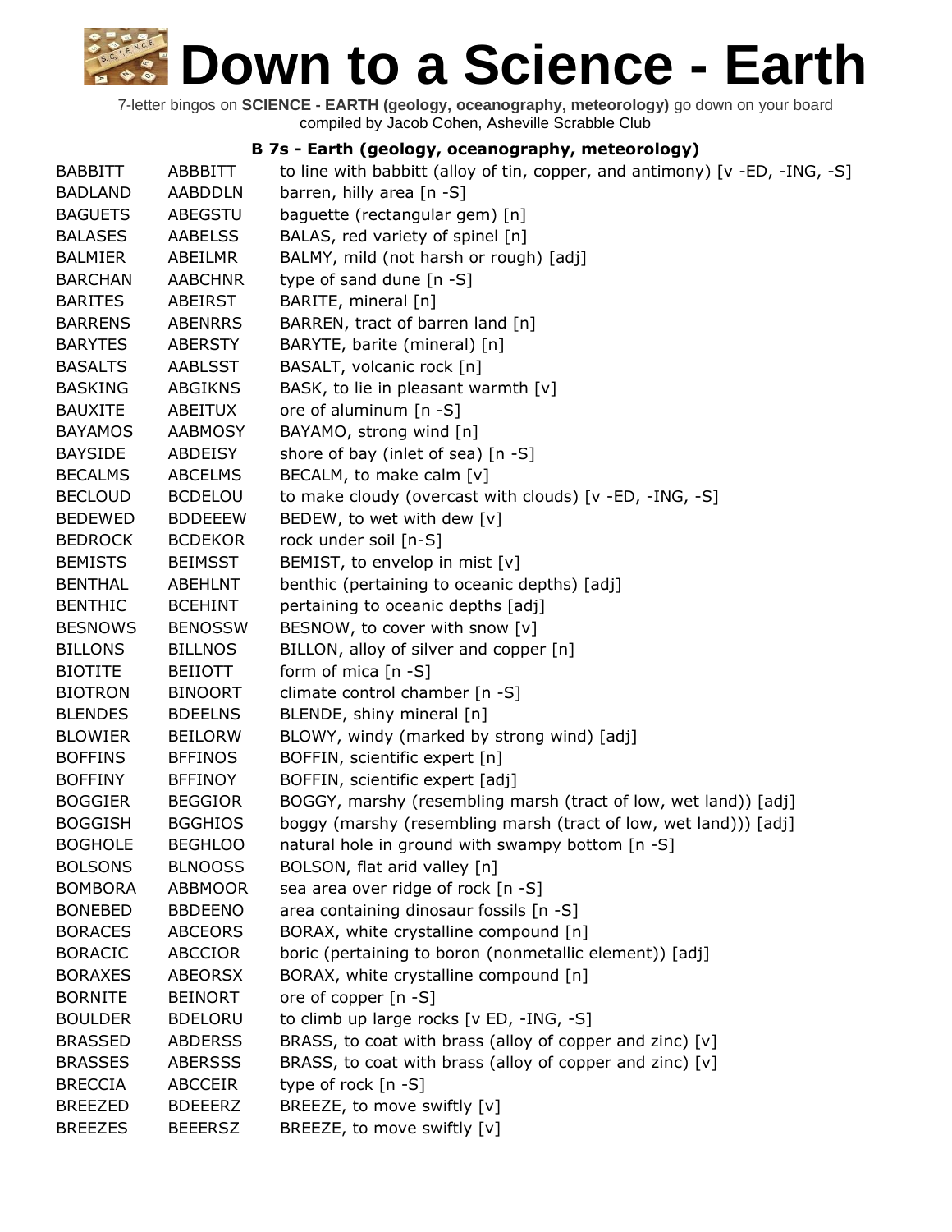# Down to a Science - Earth

7-letter bingos on **SCIENCE - EARTH (geology, oceanography, meteorology)** go down on your board
compiled by Jacob Cohen, Asheville Scrabble Club

### B 7s - Earth (geology, oceanography, meteorology)

| | | |
|---|---|---|
| BABBITT | ABBBITT | to line with babbitt (alloy of tin, copper, and antimony) [v -ED, -ING, -S] |
| BADLAND | AABDDLN | barren, hilly area [n -S] |
| BAGUETS | ABEGSTU | baguette (rectangular gem) [n] |
| BALASES | AABELSS | BALAS, red variety of spinel [n] |
| BALMIER | ABEILMR | BALMY, mild (not harsh or rough) [adj] |
| BARCHAN | AABCHNR | type of sand dune [n -S] |
| BARITES | ABEIRST | BARITE, mineral [n] |
| BARRENS | ABENRRS | BARREN, tract of barren land [n] |
| BARYTES | ABERSTY | BARYTE, barite (mineral) [n] |
| BASALTS | AABLSST | BASALT, volcanic rock [n] |
| BASKING | ABGIKNS | BASK, to lie in pleasant warmth [v] |
| BAUXITE | ABEITUX | ore of aluminum [n -S] |
| BAYAMOS | AABMOSY | BAYAMO, strong wind [n] |
| BAYSIDE | ABDEISY | shore of bay (inlet of sea) [n -S] |
| BECALMS | ABCELMS | BECALM, to make calm [v] |
| BECLOUD | BCDELOU | to make cloudy (overcast with clouds) [v -ED, -ING, -S] |
| BEDEWED | BDDEEEW | BEDEW, to wet with dew [v] |
| BEDROCK | BCDEKOR | rock under soil [n-S] |
| BEMISTS | BEIMSST | BEMIST, to envelop in mist [v] |
| BENTHAL | ABEHLNT | benthic (pertaining to oceanic depths) [adj] |
| BENTHIC | BCEHINT | pertaining to oceanic depths [adj] |
| BESNOWS | BENOSSW | BESNOW, to cover with snow [v] |
| BILLONS | BILLNOS | BILLON, alloy of silver and copper [n] |
| BIOTITE | BEIIOTT | form of mica [n -S] |
| BIOTRON | BINOORT | climate control chamber [n -S] |
| BLENDES | BDEELNS | BLENDE, shiny mineral [n] |
| BLOWIER | BEILORW | BLOWY, windy (marked by strong wind) [adj] |
| BOFFINS | BFFINOS | BOFFIN, scientific expert [n] |
| BOFFINY | BFFINOY | BOFFIN, scientific expert [adj] |
| BOGGIER | BEGGIOR | BOGGY, marshy (resembling marsh (tract of low, wet land)) [adj] |
| BOGGISH | BGGHIOS | boggy (marshy (resembling marsh (tract of low, wet land))) [adj] |
| BOGHOLE | BEGHLOO | natural hole in ground with swampy bottom [n -S] |
| BOLSONS | BLNOOSS | BOLSON, flat arid valley [n] |
| BOMBORA | ABBMOOR | sea area over ridge of rock [n -S] |
| BONEBED | BBDEENO | area containing dinosaur fossils [n -S] |
| BORACES | ABCEORS | BORAX, white crystalline compound [n] |
| BORACIC | ABCCIOR | boric (pertaining to boron (nonmetallic element)) [adj] |
| BORAXES | ABEORSX | BORAX, white crystalline compound [n] |
| BORNITE | BEINORT | ore of copper [n -S] |
| BOULDER | BDELORU | to climb up large rocks [v ED, -ING, -S] |
| BRASSED | ABDERSS | BRASS, to coat with brass (alloy of copper and zinc) [v] |
| BRASSES | ABERSSS | BRASS, to coat with brass (alloy of copper and zinc) [v] |
| BRECCIA | ABCCEIR | type of rock [n -S] |
| BREEZED | BDEEERZ | BREEZE, to move swiftly [v] |
| BREEZES | BEEERSZ | BREEZE, to move swiftly [v] |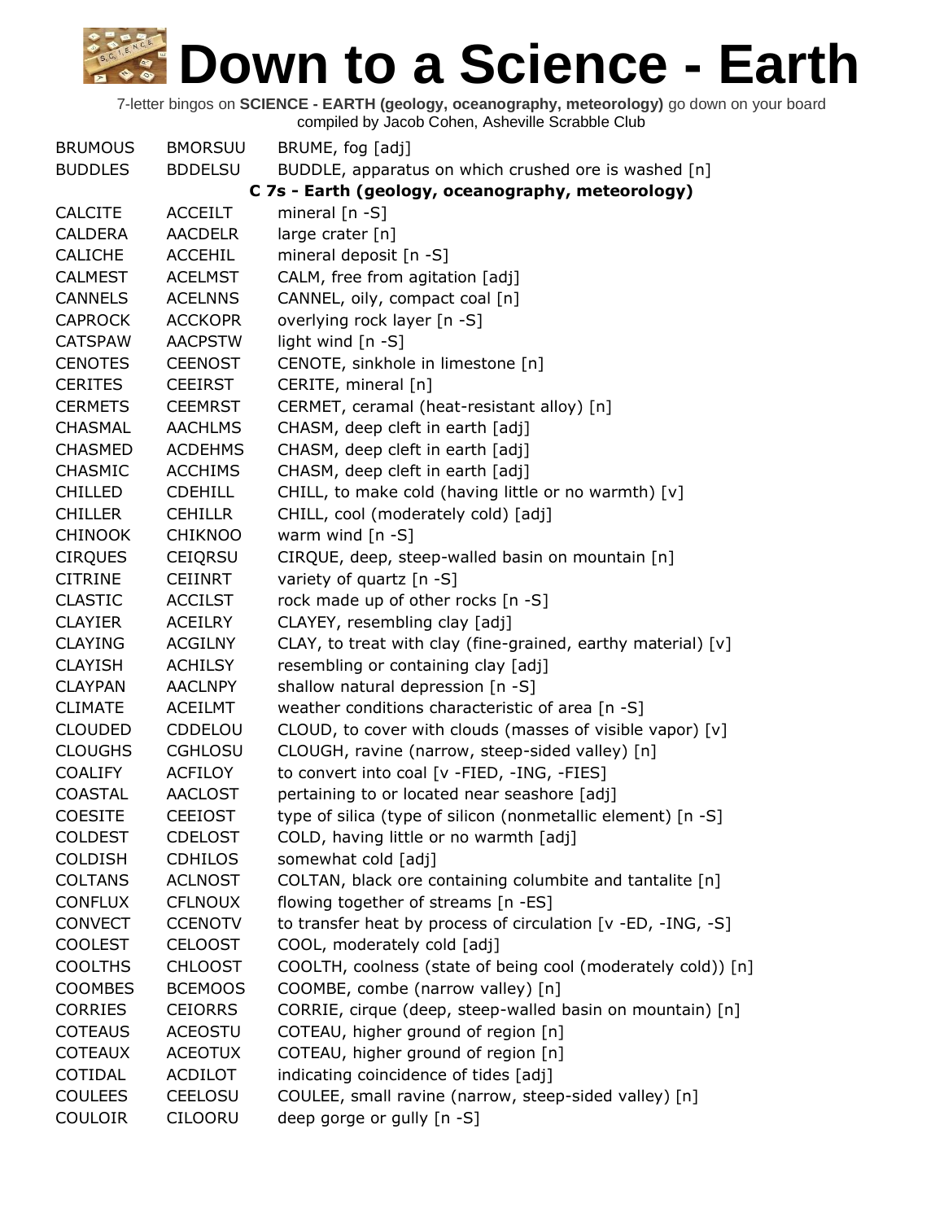# Down to a Science - Earth

7-letter bingos on **SCIENCE - EARTH (geology, oceanography, meteorology)** go down on your board
compiled by Jacob Cohen, Asheville Scrabble Club

| | | |
|---|---|---|
| BRUMOUS | BMORSUU | BRUME, fog [adj] |
| BUDDLES | BDDELSU | BUDDLE, apparatus on which crushed ore is washed [n] |
| | | **C 7s - Earth (geology, oceanography, meteorology)** |
| CALCITE | ACCEILT | mineral [n -S] |
| CALDERA | AACDELR | large crater [n] |
| CALICHE | ACCEHIL | mineral deposit [n -S] |
| CALMEST | ACELMST | CALM, free from agitation [adj] |
| CANNELS | ACELNNS | CANNEL, oily, compact coal [n] |
| CAPROCK | ACCKOPR | overlying rock layer [n -S] |
| CATSPAW | AACPSTW | light wind [n -S] |
| CENOTES | CEENOST | CENOTE, sinkhole in limestone [n] |
| CERITES | CEEIRST | CERITE, mineral [n] |
| CERMETS | CEEMRST | CERMET, ceramal (heat-resistant alloy) [n] |
| CHASMAL | AACHLMS | CHASM, deep cleft in earth [adj] |
| CHASMED | ACDEHMS | CHASM, deep cleft in earth [adj] |
| CHASMIC | ACCHIMS | CHASM, deep cleft in earth [adj] |
| CHILLED | CDEHILL | CHILL, to make cold (having little or no warmth) [v] |
| CHILLER | CEHILLR | CHILL, cool (moderately cold) [adj] |
| CHINOOK | CHIKNOO | warm wind [n -S] |
| CIRQUES | CEIQRSU | CIRQUE, deep, steep-walled basin on mountain [n] |
| CITRINE | CEIINRT | variety of quartz [n -S] |
| CLASTIC | ACCILST | rock made up of other rocks [n -S] |
| CLAYIER | ACEILRY | CLAYEY, resembling clay [adj] |
| CLAYING | ACGILNY | CLAY, to treat with clay (fine-grained, earthy material) [v] |
| CLAYISH | ACHILSY | resembling or containing clay [adj] |
| CLAYPAN | AACLNPY | shallow natural depression [n -S] |
| CLIMATE | ACEILMT | weather conditions characteristic of area [n -S] |
| CLOUDED | CDDELOU | CLOUD, to cover with clouds (masses of visible vapor) [v] |
| CLOUGHS | CGHLOSU | CLOUGH, ravine (narrow, steep-sided valley) [n] |
| COALIFY | ACFILOY | to convert into coal [v -FIED, -ING, -FIES] |
| COASTAL | AACLOST | pertaining to or located near seashore [adj] |
| COESITE | CEEIOST | type of silica (type of silicon (nonmetallic element) [n -S] |
| COLDEST | CDELOST | COLD, having little or no warmth [adj] |
| COLDISH | CDHILOS | somewhat cold [adj] |
| COLTANS | ACLNOST | COLTAN, black ore containing columbite and tantalite [n] |
| CONFLUX | CFLNOUX | flowing together of streams [n -ES] |
| CONVECT | CCENOTV | to transfer heat by process of circulation [v -ED, -ING, -S] |
| COOLEST | CELOOST | COOL, moderately cold [adj] |
| COOLTHS | CHLOOST | COOLTH, coolness (state of being cool (moderately cold)) [n] |
| COOMBES | BCEMOOS | COOMBE, combe (narrow valley) [n] |
| CORRIES | CEIORRS | CORRIE, cirque (deep, steep-walled basin on mountain) [n] |
| COTEAUS | ACEOSTU | COTEAU, higher ground of region [n] |
| COTEAUX | ACEOTUX | COTEAU, higher ground of region [n] |
| COTIDAL | ACDILOT | indicating coincidence of tides [adj] |
| COULEES | CEELOSU | COULEE, small ravine (narrow, steep-sided valley) [n] |
| COULOIR | CILOORU | deep gorge or gully [n -S] |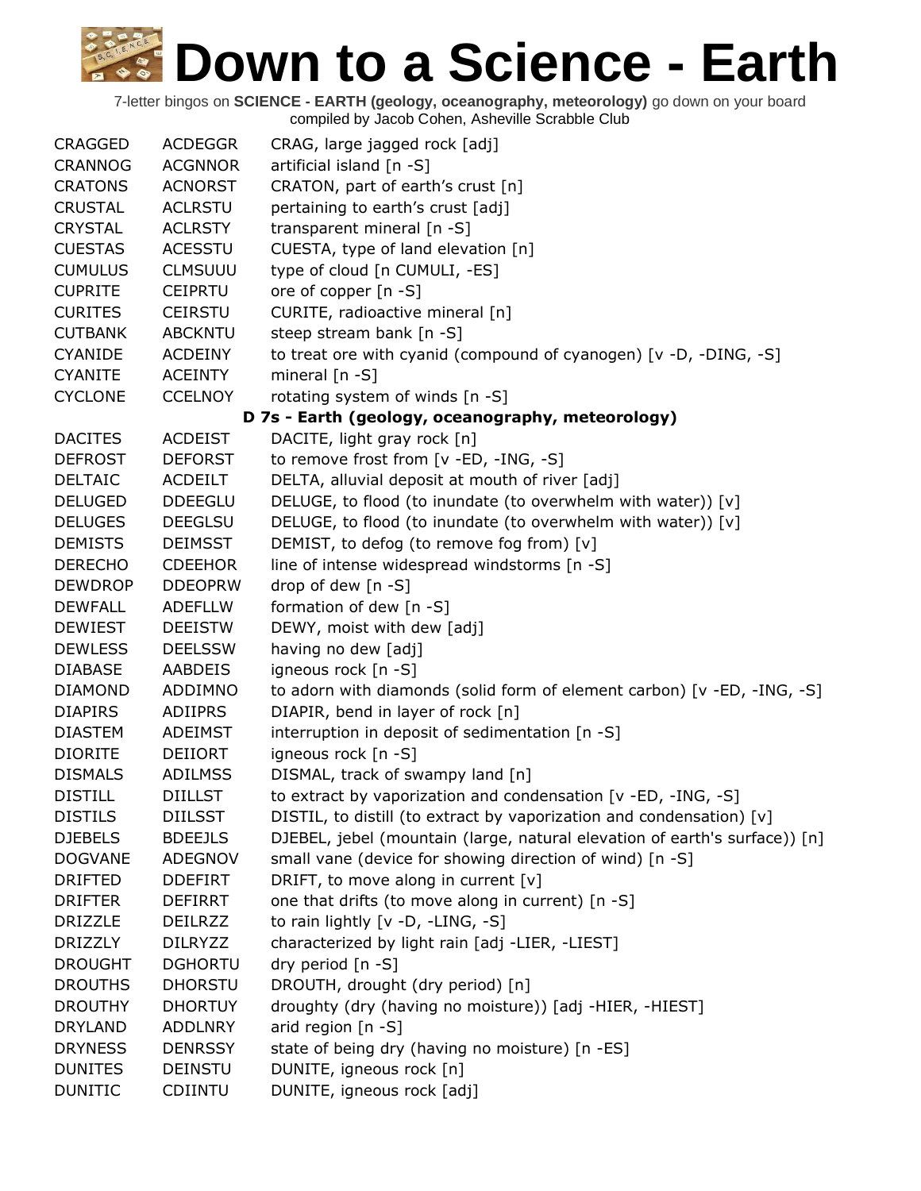# Down to a Science - Earth

7-letter bingos on **SCIENCE - EARTH (geology, oceanography, meteorology)** go down on your board
compiled by Jacob Cohen, Asheville Scrabble Club

| | | |
|---|---|---|
| CRAGGED | ACDEGGR | CRAG, large jagged rock [adj] |
| CRANNOG | ACGNNOR | artificial island [n -S] |
| CRATONS | ACNORST | CRATON, part of earth's crust [n] |
| CRUSTAL | ACLRSTU | pertaining to earth's crust [adj] |
| CRYSTAL | ACLRSTY | transparent mineral [n -S] |
| CUESTAS | ACESSTU | CUESTA, type of land elevation [n] |
| CUMULUS | CLMSUUU | type of cloud [n CUMULI, -ES] |
| CUPRITE | CEIPRTU | ore of copper [n -S] |
| CURITES | CEIRSTU | CURITE, radioactive mineral [n] |
| CUTBANK | ABCKNTU | steep stream bank [n -S] |
| CYANIDE | ACDEINY | to treat ore with cyanid (compound of cyanogen) [v -D, -DING, -S] |
| CYANITE | ACEINTY | mineral [n -S] |
| CYCLONE | CCELNOY | rotating system of winds [n -S] |
| | | **D 7s - Earth (geology, oceanography, meteorology)** |
| DACITES | ACDEIST | DACITE, light gray rock [n] |
| DEFROST | DEFORST | to remove frost from [v -ED, -ING, -S] |
| DELTAIC | ACDEILT | DELTA, alluvial deposit at mouth of river [adj] |
| DELUGED | DDEEGLU | DELUGE, to flood (to inundate (to overwhelm with water)) [v] |
| DELUGES | DEEGLSU | DELUGE, to flood (to inundate (to overwhelm with water)) [v] |
| DEMISTS | DEIMSST | DEMIST, to defog (to remove fog from) [v] |
| DERECHO | CDEEHOR | line of intense widespread windstorms [n -S] |
| DEWDROP | DDEOPRW | drop of dew [n -S] |
| DEWFALL | ADEFLLW | formation of dew [n -S] |
| DEWIEST | DEEISTW | DEWY, moist with dew [adj] |
| DEWLESS | DEELSSW | having no dew [adj] |
| DIABASE | AABDEIS | igneous rock [n -S] |
| DIAMOND | ADDIMNO | to adorn with diamonds (solid form of element carbon) [v -ED, -ING, -S] |
| DIAPIRS | ADIIPRS | DIAPIR, bend in layer of rock [n] |
| DIASTEM | ADEIMST | interruption in deposit of sedimentation [n -S] |
| DIORITE | DEIIORT | igneous rock [n -S] |
| DISMALS | ADILMSS | DISMAL, track of swampy land [n] |
| DISTILL | DIILLST | to extract by vaporization and condensation [v -ED, -ING, -S] |
| DISTILS | DIILSST | DISTIL, to distill (to extract by vaporization and condensation) [v] |
| DJEBELS | BDEEJLS | DJEBEL, jebel (mountain (large, natural elevation of earth's surface)) [n] |
| DOGVANE | ADEGNOV | small vane (device for showing direction of wind) [n -S] |
| DRIFTED | DDEFIRT | DRIFT, to move along in current [v] |
| DRIFTER | DEFIRRT | one that drifts (to move along in current) [n -S] |
| DRIZZLE | DEILRZZ | to rain lightly [v -D, -LING, -S] |
| DRIZZLY | DILRYZZ | characterized by light rain [adj -LIER, -LIEST] |
| DROUGHT | DGHORTU | dry period [n -S] |
| DROUTHS | DHORSTU | DROUTH, drought (dry period) [n] |
| DROUTHY | DHORTUY | droughty (dry (having no moisture)) [adj -HIER, -HIEST] |
| DRYLAND | ADDLNRY | arid region [n -S] |
| DRYNESS | DENRSSY | state of being dry (having no moisture) [n -ES] |
| DUNITES | DEINSTU | DUNITE, igneous rock [n] |
| DUNITIC | CDIINTU | DUNITE, igneous rock [adj] |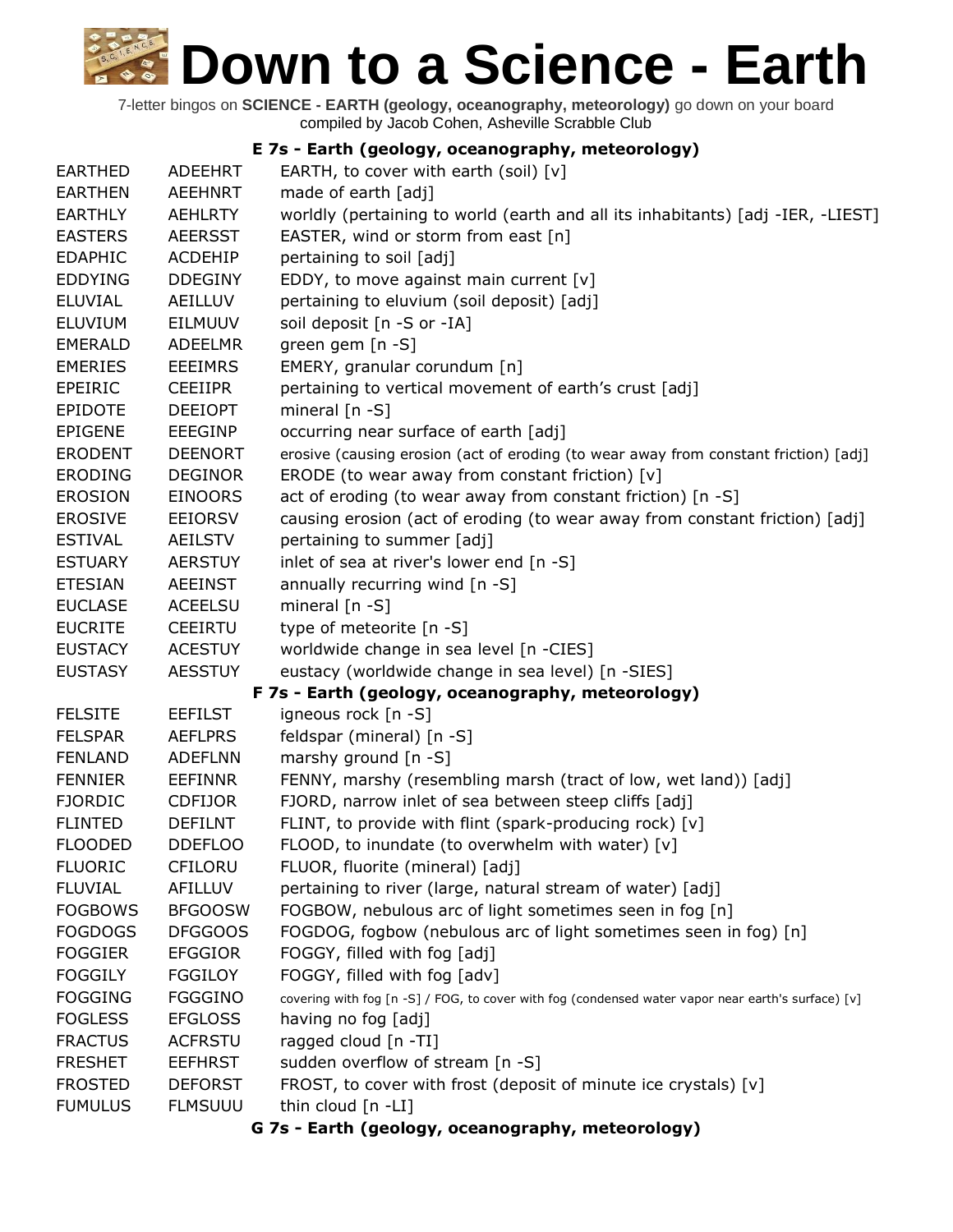# Down to a Science - Earth

7-letter bingos on **SCIENCE - EARTH (geology, oceanography, meteorology)** go down on your board
compiled by Jacob Cohen, Asheville Scrabble Club

### E 7s - Earth (geology, oceanography, meteorology)

| | | |
|---|---|---|
| EARTHED | ADEEHRT | EARTH, to cover with earth (soil) [v] |
| EARTHEN | AEEHNRT | made of earth [adj] |
| EARTHLY | AEHLRTY | worldly (pertaining to world (earth and all its inhabitants) [adj -IER, -LIEST] |
| EASTERS | AEERSST | EASTER, wind or storm from east [n] |
| EDAPHIC | ACDEHIP | pertaining to soil [adj] |
| EDDYING | DDEGINY | EDDY, to move against main current [v] |
| ELUVIAL | AEILLUV | pertaining to eluvium (soil deposit) [adj] |
| ELUVIUM | EILMUUV | soil deposit [n -S or -IA] |
| EMERALD | ADEELMR | green gem [n -S] |
| EMERIES | EEEIMRS | EMERY, granular corundum [n] |
| EPEIRIC | CEEIIPR | pertaining to vertical movement of earth's crust [adj] |
| EPIDOTE | DEEIOPT | mineral [n -S] |
| EPIGENE | EEEGINP | occurring near surface of earth [adj] |
| ERODENT | DEENORT | erosive (causing erosion (act of eroding (to wear away from constant friction) [adj] |
| ERODING | DEGINOR | ERODE (to wear away from constant friction) [v] |
| EROSION | EINOORS | act of eroding (to wear away from constant friction) [n -S] |
| EROSIVE | EEIORSV | causing erosion (act of eroding (to wear away from constant friction) [adj] |
| ESTIVAL | AEILSTV | pertaining to summer [adj] |
| ESTUARY | AERSTUY | inlet of sea at river's lower end [n -S] |
| ETESIAN | AEEINST | annually recurring wind [n -S] |
| EUCLASE | ACEELSU | mineral [n -S] |
| EUCRITE | CEEIRTU | type of meteorite [n -S] |
| EUSTACY | ACESTUY | worldwide change in sea level [n -CIES] |
| EUSTASY | AESSTUY | eustacy (worldwide change in sea level) [n -SIES] |

### F 7s - Earth (geology, oceanography, meteorology)

| | | |
|---|---|---|
| FELSITE | EEFILST | igneous rock [n -S] |
| FELSPAR | AEFLPRS | feldspar (mineral) [n -S] |
| FENLAND | ADEFLNN | marshy ground [n -S] |
| FENNIER | EEFINNR | FENNY, marshy (resembling marsh (tract of low, wet land)) [adj] |
| FJORDIC | CDFIJOR | FJORD, narrow inlet of sea between steep cliffs [adj] |
| FLINTED | DEFILNT | FLINT, to provide with flint (spark-producing rock) [v] |
| FLOODED | DDEFLOO | FLOOD, to inundate (to overwhelm with water) [v] |
| FLUORIC | CFILORU | FLUOR, fluorite (mineral) [adj] |
| FLUVIAL | AFILLUV | pertaining to river (large, natural stream of water) [adj] |
| FOGBOWS | BFGOOSW | FOGBOW, nebulous arc of light sometimes seen in fog [n] |
| FOGDOGS | DFGGOOS | FOGDOG, fogbow (nebulous arc of light sometimes seen in fog) [n] |
| FOGGIER | EFGGIOR | FOGGY, filled with fog [adj] |
| FOGGILY | FGGILOY | FOGGY, filled with fog [adv] |
| FOGGING | FGGGINO | covering with fog [n -S] / FOG, to cover with fog (condensed water vapor near earth's surface) [v] |
| FOGLESS | EFGLOSS | having no fog [adj] |
| FRACTUS | ACFRSTU | ragged cloud [n -TI] |
| FRESHET | EEFHRST | sudden overflow of stream [n -S] |
| FROSTED | DEFORST | FROST, to cover with frost (deposit of minute ice crystals) [v] |
| FUMULUS | FLMSUUU | thin cloud [n -LI] |

### G 7s - Earth (geology, oceanography, meteorology)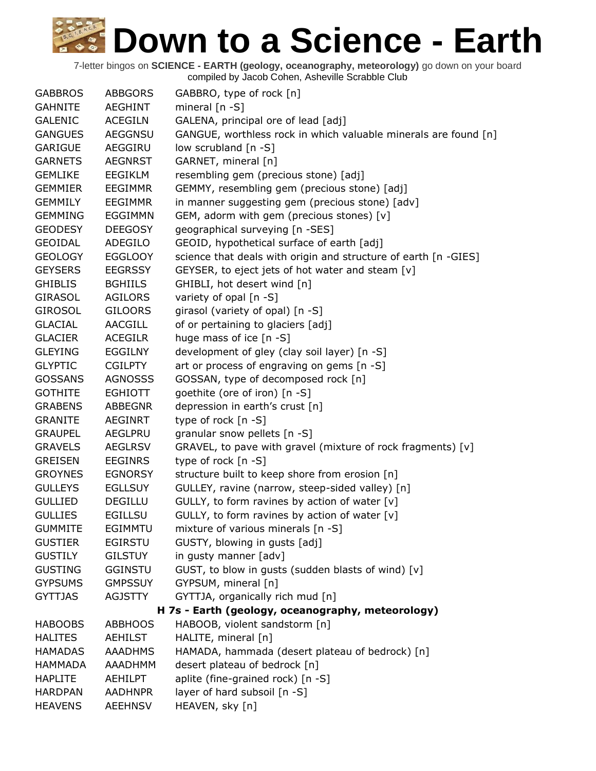# Down to a Science - Earth

7-letter bingos on **SCIENCE - EARTH (geology, oceanography, meteorology)** go down on your board
compiled by Jacob Cohen, Asheville Scrabble Club

| | | |
|---|---|---|
| GABBROS | ABBGORS | GABBRO, type of rock [n] |
| GAHNITE | AEGHINT | mineral [n -S] |
| GALENIC | ACEGILN | GALENA, principal ore of lead [adj] |
| GANGUES | AEGGNSU | GANGUE, worthless rock in which valuable minerals are found [n] |
| GARIGUE | AEGGIRU | low scrubland [n -S] |
| GARNETS | AEGNRST | GARNET, mineral [n] |
| GEMLIKE | EEGIKLM | resembling gem (precious stone) [adj] |
| GEMMIER | EEGIMMR | GEMMY, resembling gem (precious stone) [adj] |
| GEMMILY | EEGIMMR | in manner suggesting gem (precious stone) [adv] |
| GEMMING | EGGIMMN | GEM, adorn with gem (precious stones) [v] |
| GEODESY | DEEGOSY | geographical surveying [n -SES] |
| GEOIDAL | ADEGILO | GEOID, hypothetical surface of earth [adj] |
| GEOLOGY | EGGLOOY | science that deals with origin and structure of earth [n -GIES] |
| GEYSERS | EEGRSSY | GEYSER, to eject jets of hot water and steam [v] |
| GHIBLIS | BGHIILS | GHIBLI, hot desert wind [n] |
| GIRASOL | AGILORS | variety of opal [n -S] |
| GIROSOL | GILOORS | girasol (variety of opal) [n -S] |
| GLACIAL | AACGILL | of or pertaining to glaciers [adj] |
| GLACIER | ACEGILR | huge mass of ice [n -S] |
| GLEYING | EGGILNY | development of gley (clay soil layer) [n -S] |
| GLYPTIC | CGILPTY | art or process of engraving on gems [n -S] |
| GOSSANS | AGNOSSS | GOSSAN, type of decomposed rock [n] |
| GOTHITE | EGHIOTT | goethite (ore of iron) [n -S] |
| GRABENS | ABBEGNR | depression in earth's crust [n] |
| GRANITE | AEGINRT | type of rock [n -S] |
| GRAUPEL | AEGLPRU | granular snow pellets [n -S] |
| GRAVELS | AEGLRSV | GRAVEL, to pave with gravel (mixture of rock fragments) [v] |
| GREISEN | EEGINRS | type of rock [n -S] |
| GROYNES | EGNORSY | structure built to keep shore from erosion [n] |
| GULLEYS | EGLLSUY | GULLEY, ravine (narrow, steep-sided valley) [n] |
| GULLIED | DEGILLU | GULLY, to form ravines by action of water [v] |
| GULLIES | EGILLSU | GULLY, to form ravines by action of water [v] |
| GUMMITE | EGIMMTU | mixture of various minerals [n -S] |
| GUSTIER | EGIRSTU | GUSTY, blowing in gusts [adj] |
| GUSTILY | GILSTUY | in gusty manner [adv] |
| GUSTING | GGINSTU | GUST, to blow in gusts (sudden blasts of wind) [v] |
| GYPSUMS | GMPSSUY | GYPSUM, mineral [n] |
| GYTTJAS | AGJSTTY | GYTTJA, organically rich mud [n] |

**H 7s - Earth (geology, oceanography, meteorology)**

| | | |
|---|---|---|
| HABOOBS | ABBHOOS | HABOOB, violent sandstorm [n] |
| HALITES | AEHILST | HALITE, mineral [n] |
| HAMADAS | AAADHMS | HAMADA, hammada (desert plateau of bedrock) [n] |
| HAMMADA | AAADHMM | desert plateau of bedrock [n] |
| HAPLITE | AEHILPT | aplite (fine-grained rock) [n -S] |
| HARDPAN | AADHNPR | layer of hard subsoil [n -S] |
| HEAVENS | AEEHNSV | HEAVEN, sky [n] |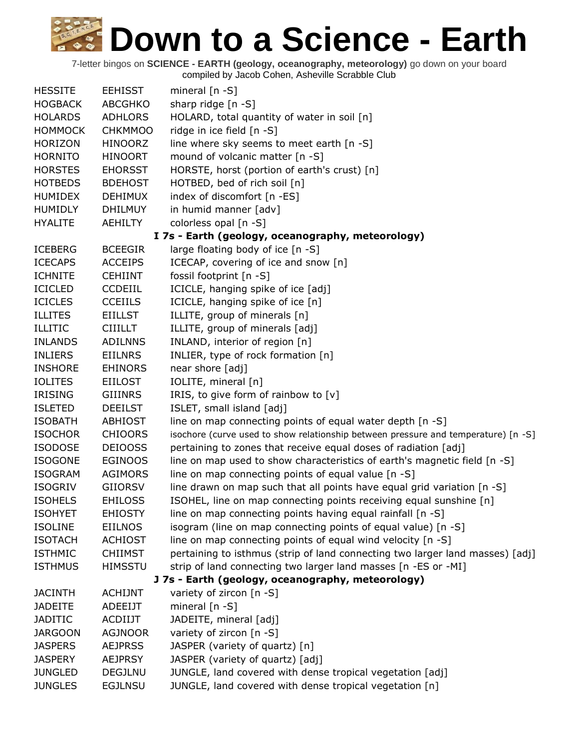# Down to a Science - Earth

7-letter bingos on **SCIENCE - EARTH (geology, oceanography, meteorology)** go down on your board
compiled by Jacob Cohen, Asheville Scrabble Club

| | | |
|---|---|---|
| HESSITE | EEHISST | mineral [n -S] |
| HOGBACK | ABCGHKO | sharp ridge [n -S] |
| HOLARDS | ADHLORS | HOLARD, total quantity of water in soil [n] |
| HOMMOCK | CHKMMOO | ridge in ice field [n -S] |
| HORIZON | HINOORZ | line where sky seems to meet earth [n -S] |
| HORNITO | HINOORT | mound of volcanic matter [n -S] |
| HORSTES | EHORSST | HORSTE, horst (portion of earth's crust) [n] |
| HOTBEDS | BDEHOST | HOTBED, bed of rich soil [n] |
| HUMIDEX | DEHIMUX | index of discomfort [n -ES] |
| HUMIDLY | DHILMUY | in humid manner [adv] |
| HYALITE | AEHILTY | colorless opal [n -S] |

### I 7s - Earth (geology, oceanography, meteorology)

| | | |
|---|---|---|
| ICEBERG | BCEEGIR | large floating body of ice [n -S] |
| ICECAPS | ACCEIPS | ICECAP, covering of ice and snow [n] |
| ICHNITE | CEHIINT | fossil footprint [n -S] |
| ICICLED | CCDEIIL | ICICLE, hanging spike of ice [adj] |
| ICICLES | CCEIILS | ICICLE, hanging spike of ice [n] |
| ILLITES | EIILLST | ILLITE, group of minerals [n] |
| ILLITIC | CIIILLT | ILLITE, group of minerals [adj] |
| INLANDS | ADILNNS | INLAND, interior of region [n] |
| INLIERS | EIILNRS | INLIER, type of rock formation [n] |
| INSHORE | EHINORS | near shore [adj] |
| IOLITES | EIILOST | IOLITE, mineral [n] |
| IRISING | GIIINRS | IRIS, to give form of rainbow to [v] |
| ISLETED | DEEILST | ISLET, small island [adj] |
| ISOBATH | ABHIOST | line on map connecting points of equal water depth [n -S] |
| ISOCHOR | CHIOORS | isochore (curve used to show relationship between pressure and temperature) [n -S] |
| ISODOSE | DEIOOSS | pertaining to zones that receive equal doses of radiation [adj] |
| ISOGONE | EGINOOS | line on map used to show characteristics of earth's magnetic field [n -S] |
| ISOGRAM | AGIMORS | line on map connecting points of equal value [n -S] |
| ISOGRIV | GIIORSV | line drawn on map such that all points have equal grid variation [n -S] |
| ISOHELS | EHILOSS | ISOHEL, line on map connecting points receiving equal sunshine [n] |
| ISOHYET | EHIOSTY | line on map connecting points having equal rainfall [n -S] |
| ISOLINE | EIILNOS | isogram (line on map connecting points of equal value) [n -S] |
| ISOTACH | ACHIOST | line on map connecting points of equal wind velocity [n -S] |
| ISTHMIC | CHIIMST | pertaining to isthmus (strip of land connecting two larger land masses) [adj] |
| ISTHMUS | HIMSSTU | strip of land connecting two larger land masses [n -ES or -MI] |

### J 7s - Earth (geology, oceanography, meteorology)

| | | |
|---|---|---|
| JACINTH | ACHIJNT | variety of zircon [n -S] |
| JADEITE | ADEEIJT | mineral [n -S] |
| JADITIC | ACDIIJT | JADEITE, mineral [adj] |
| JARGOON | AGJNOOR | variety of zircon [n -S] |
| JASPERS | AEJPRSS | JASPER (variety of quartz) [n] |
| JASPERY | AEJPRSY | JASPER (variety of quartz) [adj] |
| JUNGLED | DEGJLNU | JUNGLE, land covered with dense tropical vegetation [adj] |
| JUNGLES | EGJLNSU | JUNGLE, land covered with dense tropical vegetation [n] |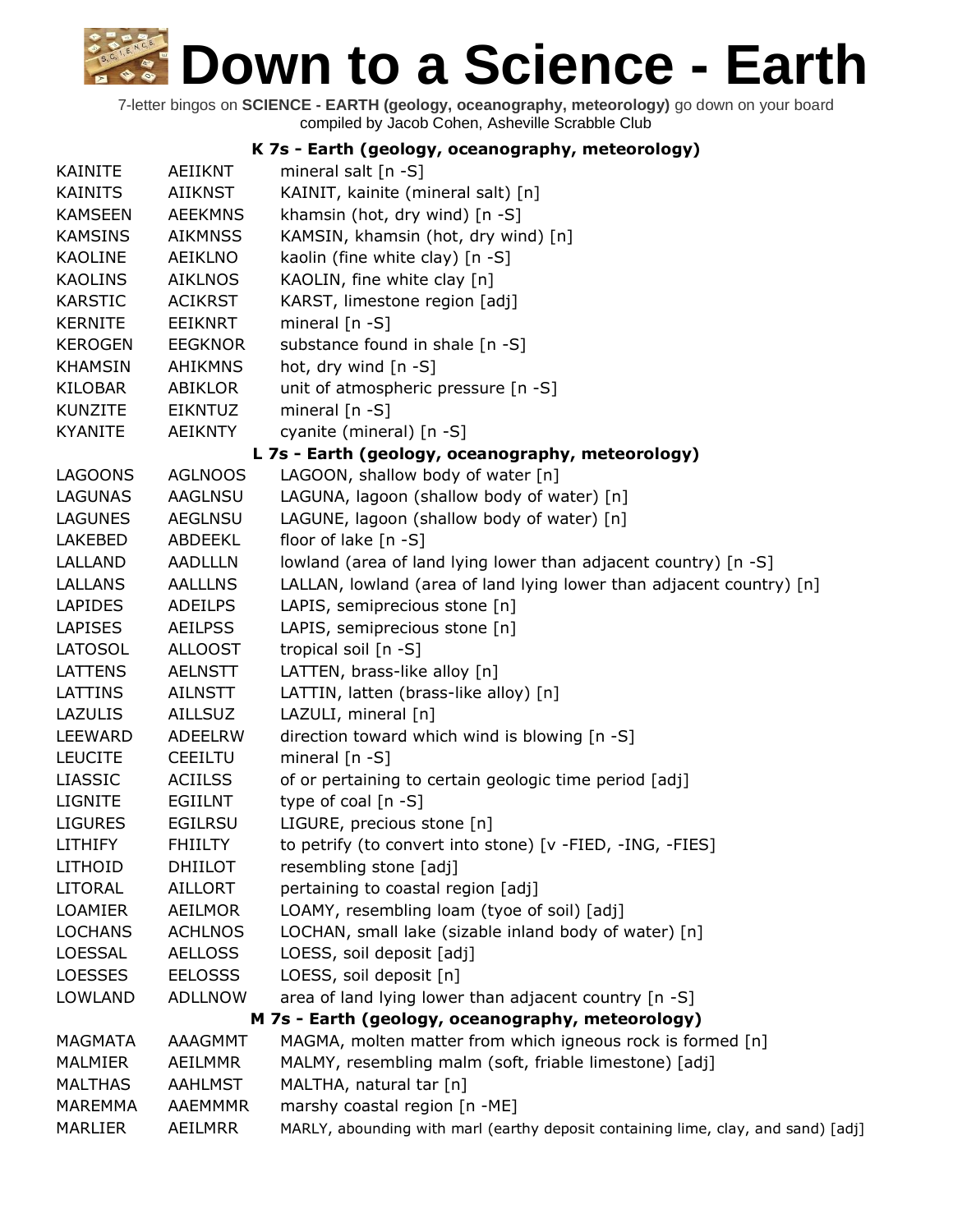# Down to a Science - Earth

7-letter bingos on **SCIENCE - EARTH (geology, oceanography, meteorology)** go down on your board
compiled by Jacob Cohen, Asheville Scrabble Club

### K 7s - Earth (geology, oceanography, meteorology)

| | | |
|---|---|---|
| KAINITE | AEIIKNT | mineral salt [n -S] |
| KAINITS | AIIKNST | KAINIT, kainite (mineral salt) [n] |
| KAMSEEN | AEEKMNS | khamsin (hot, dry wind) [n -S] |
| KAMSINS | AIKMNSS | KAMSIN, khamsin (hot, dry wind) [n] |
| KAOLINE | AEIKLNO | kaolin (fine white clay) [n -S] |
| KAOLINS | AIKLNOS | KAOLIN, fine white clay [n] |
| KARSTIC | ACIKRST | KARST, limestone region [adj] |
| KERNITE | EEIKNRT | mineral [n -S] |
| KEROGEN | EEGKNOR | substance found in shale [n -S] |
| KHAMSIN | AHIKMNS | hot, dry wind [n -S] |
| KILOBAR | ABIKLOR | unit of atmospheric pressure [n -S] |
| KUNZITE | EIKNTUZ | mineral [n -S] |
| KYANITE | AEIKNTY | cyanite (mineral) [n -S] |

### L 7s - Earth (geology, oceanography, meteorology)

| | | |
|---|---|---|
| LAGOONS | AGLNOOS | LAGOON, shallow body of water [n] |
| LAGUNAS | AAGLNSU | LAGUNA, lagoon (shallow body of water) [n] |
| LAGUNES | AEGLNSU | LAGUNE, lagoon (shallow body of water) [n] |
| LAKEBED | ABDEEKL | floor of lake [n -S] |
| LALLAND | AADLLLN | lowland (area of land lying lower than adjacent country) [n -S] |
| LALLANS | AALLLNS | LALLAN, lowland (area of land lying lower than adjacent country) [n] |
| LAPIDES | ADEILPS | LAPIS, semiprecious stone [n] |
| LAPISES | AEILPSS | LAPIS, semiprecious stone [n] |
| LATOSOL | ALLOOST | tropical soil [n -S] |
| LATTENS | AELNSTT | LATTEN, brass-like alloy [n] |
| LATTINS | AILNSTT | LATTIN, latten (brass-like alloy) [n] |
| LAZULIS | AILLSUZ | LAZULI, mineral [n] |
| LEEWARD | ADEELRW | direction toward which wind is blowing [n -S] |
| LEUCITE | CEEILTU | mineral [n -S] |
| LIASSIC | ACIILSS | of or pertaining to certain geologic time period [adj] |
| LIGNITE | EGIILNT | type of coal [n -S] |
| LIGURES | EGILRSU | LIGURE, precious stone [n] |
| LITHIFY | FHIILTY | to petrify (to convert into stone) [v -FIED, -ING, -FIES] |
| LITHOID | DHIILOT | resembling stone [adj] |
| LITORAL | AILLORT | pertaining to coastal region [adj] |
| LOAMIER | AEILMOR | LOAMY, resembling loam (tyoe of soil) [adj] |
| LOCHANS | ACHLNOS | LOCHAN, small lake (sizable inland body of water) [n] |
| LOESSAL | AELLOSS | LOESS, soil deposit [adj] |
| LOESSES | EELOSSS | LOESS, soil deposit [n] |
| LOWLAND | ADLLNOW | area of land lying lower than adjacent country [n -S] |

### M 7s - Earth (geology, oceanography, meteorology)

| | | |
|---|---|---|
| MAGMATA | AAAGMMT | MAGMA, molten matter from which igneous rock is formed [n] |
| MALMIER | AEILMMR | MALMY, resembling malm (soft, friable limestone) [adj] |
| MALTHAS | AAHLMST | MALTHA, natural tar [n] |
| MAREMMA | AAEMMMR | marshy coastal region [n -ME] |
| MARLIER | AEILMRR | MARLY, abounding with marl (earthy deposit containing lime, clay, and sand) [adj] |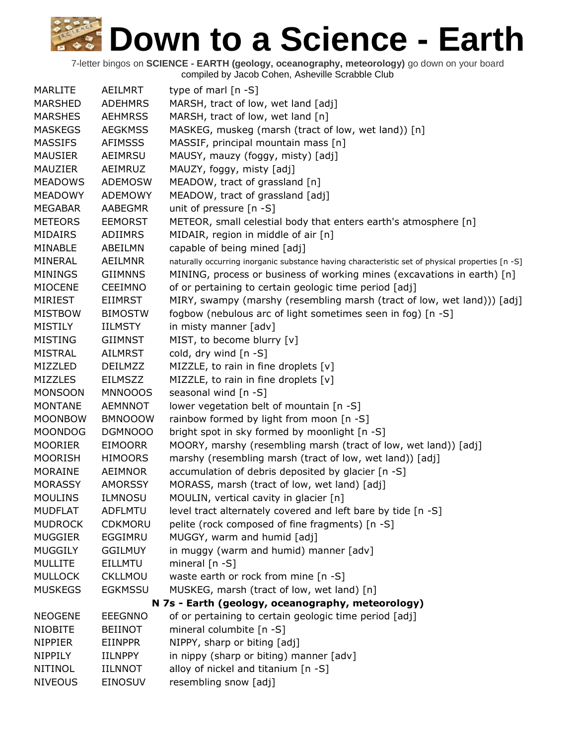# Down to a Science - Earth

7-letter bingos on **SCIENCE - EARTH (geology, oceanography, meteorology)** go down on your board
compiled by Jacob Cohen, Asheville Scrabble Club

| | | |
|---|---|---|
| MARLITE | AEILMRT | type of marl [n -S] |
| MARSHED | ADEHMRS | MARSH, tract of low, wet land [adj] |
| MARSHES | AEHMRSS | MARSH, tract of low, wet land [n] |
| MASKEGS | AEGKMSS | MASKEG, muskeg (marsh (tract of low, wet land)) [n] |
| MASSIFS | AFIMSSS | MASSIF, principal mountain mass [n] |
| MAUSIER | AEIMRSU | MAUSY, mauzy (foggy, misty) [adj] |
| MAUZIER | AEIMRUZ | MAUZY, foggy, misty [adj] |
| MEADOWS | ADEMOSW | MEADOW, tract of grassland [n] |
| MEADOWY | ADEMOWY | MEADOW, tract of grassland [adj] |
| MEGABAR | AABEGMR | unit of pressure [n -S] |
| METEORS | EEMORST | METEOR, small celestial body that enters earth's atmosphere [n] |
| MIDAIRS | ADIIMRS | MIDAIR, region in middle of air [n] |
| MINABLE | ABEILMN | capable of being mined [adj] |
| MINERAL | AEILMNR | naturally occurring inorganic substance having characteristic set of physical properties [n -S] |
| MININGS | GIIMNNS | MINING, process or business of working mines (excavations in earth) [n] |
| MIOCENE | CEEIMNO | of or pertaining to certain geologic time period [adj] |
| MIRIEST | EIIMRST | MIRY, swampy (marshy (resembling marsh (tract of low, wet land))) [adj] |
| MISTBOW | BIMOSTW | fogbow (nebulous arc of light sometimes seen in fog) [n -S] |
| MISTILY | IILMSTY | in misty manner [adv] |
| MISTING | GIIMNST | MIST, to become blurry [v] |
| MISTRAL | AILMRST | cold, dry wind [n -S] |
| MIZZLED | DEILMZZ | MIZZLE, to rain in fine droplets [v] |
| MIZZLES | EILMSZZ | MIZZLE, to rain in fine droplets [v] |
| MONSOON | MNNOOOS | seasonal wind [n -S] |
| MONTANE | AEMNNOT | lower vegetation belt of mountain [n -S] |
| MOONBOW | BMNOOOW | rainbow formed by light from moon [n -S] |
| MOONDOG | DGMNOOO | bright spot in sky formed by moonlight [n -S] |
| MOORIER | EIMOORR | MOORY, marshy (resembling marsh (tract of low, wet land)) [adj] |
| MOORISH | HIMOORS | marshy (resembling marsh (tract of low, wet land)) [adj] |
| MORAINE | AEIMNOR | accumulation of debris deposited by glacier [n -S] |
| MORASSY | AMORSSY | MORASS, marsh (tract of low, wet land) [adj] |
| MOULINS | ILMNOSU | MOULIN, vertical cavity in glacier [n] |
| MUDFLAT | ADFLMTU | level tract alternately covered and left bare by tide [n -S] |
| MUDROCK | CDKMORU | pelite (rock composed of fine fragments) [n -S] |
| MUGGIER | EGGIMRU | MUGGY, warm and humid [adj] |
| MUGGILY | GGILMUY | in muggy (warm and humid) manner [adv] |
| MULLITE | EILLMTU | mineral [n -S] |
| MULLOCK | CKLLMOU | waste earth or rock from mine [n -S] |
| MUSKEGS | EGKMSSU | MUSKEG, marsh (tract of low, wet land) [n] |

**N 7s - Earth (geology, oceanography, meteorology)**

| | | |
|---|---|---|
| NEOGENE | EEEGNNO | of or pertaining to certain geologic time period [adj] |
| NIOBITE | BEIINOT | mineral columbite [n -S] |
| NIPPIER | EIINPPR | NIPPY, sharp or biting [adj] |
| NIPPILY | IILNPPY | in nippy (sharp or biting) manner [adv] |
| NITINOL | IILNNOT | alloy of nickel and titanium [n -S] |
| NIVEOUS | EINOSUV | resembling snow [adj] |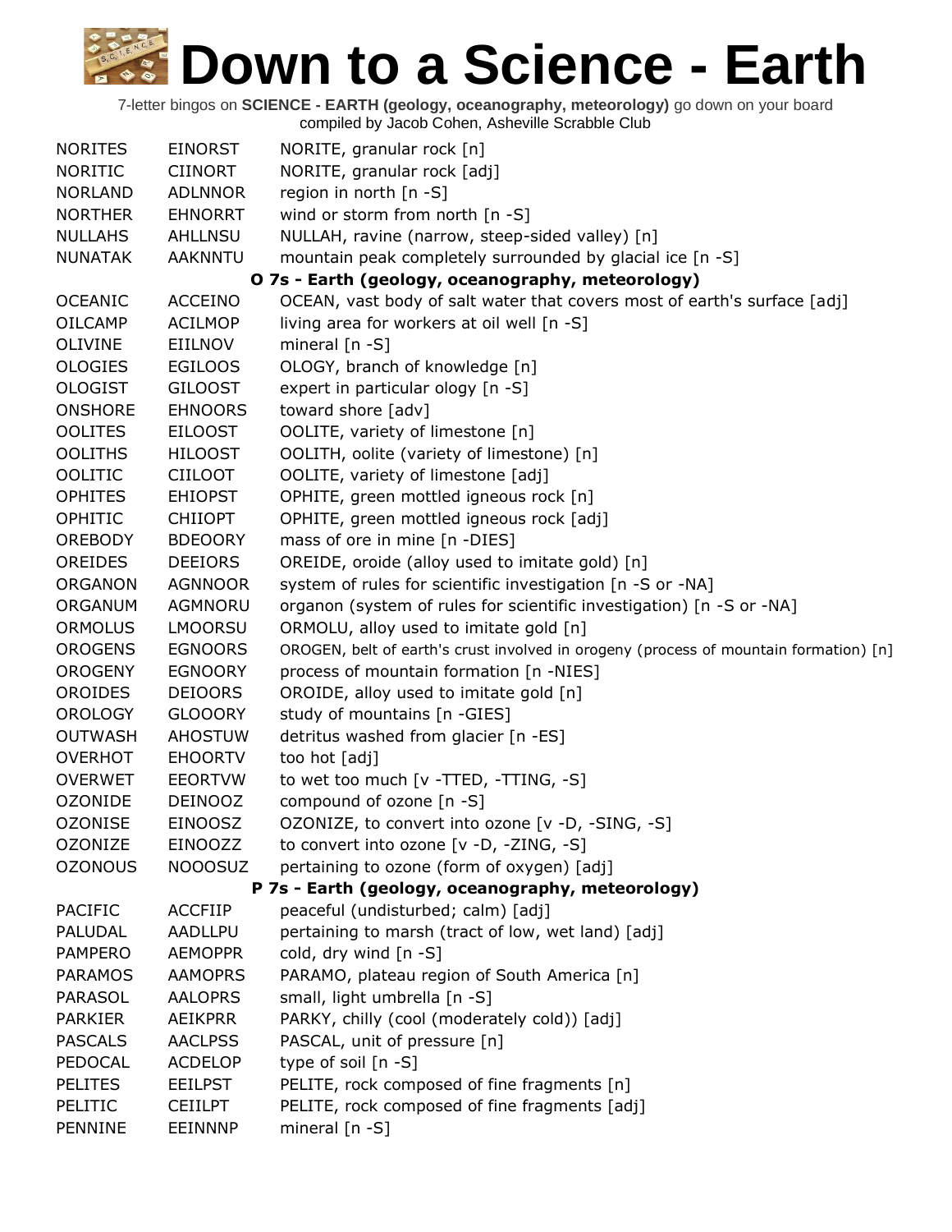# Down to a Science - Earth

7-letter bingos on **SCIENCE - EARTH (geology, oceanography, meteorology)** go down on your board
compiled by Jacob Cohen, Asheville Scrabble Club

| | | |
|---|---|---|
| NORITES | EINORST | NORITE, granular rock [n] |
| NORITIC | CIINORT | NORITE, granular rock [adj] |
| NORLAND | ADLNNOR | region in north [n -S] |
| NORTHER | EHNORRT | wind or storm from north [n -S] |
| NULLAHS | AHLLNSU | NULLAH, ravine (narrow, steep-sided valley) [n] |
| NUNATAK | AAKNNTU | mountain peak completely surrounded by glacial ice [n -S] |
| | | **O 7s - Earth (geology, oceanography, meteorology)** |
| OCEANIC | ACCEINO | OCEAN, vast body of salt water that covers most of earth's surface [adj] |
| OILCAMP | ACILMOP | living area for workers at oil well [n -S] |
| OLIVINE | EIILNOV | mineral [n -S] |
| OLOGIES | EGILOOS | OLOGY, branch of knowledge [n] |
| OLOGIST | GILOOST | expert in particular ology [n -S] |
| ONSHORE | EHNOORS | toward shore [adv] |
| OOLITES | EILOOST | OOLITE, variety of limestone [n] |
| OOLITHS | HILOOST | OOLITH, oolite (variety of limestone) [n] |
| OOLITIC | CIILOOT | OOLITE, variety of limestone [adj] |
| OPHITES | EHIOPST | OPHITE, green mottled igneous rock [n] |
| OPHITIC | CHIIOPT | OPHITE, green mottled igneous rock [adj] |
| OREBODY | BDEOORY | mass of ore in mine [n -DIES] |
| OREIDES | DEEIORS | OREIDE, oroide (alloy used to imitate gold) [n] |
| ORGANON | AGNNOOR | system of rules for scientific investigation [n -S or -NA] |
| ORGANUM | AGMNORU | organon (system of rules for scientific investigation) [n -S or -NA] |
| ORMOLUS | LMOORSU | ORMOLU, alloy used to imitate gold [n] |
| OROGENS | EGNOORS | OROGEN, belt of earth's crust involved in orogeny (process of mountain formation) [n] |
| OROGENY | EGNOORY | process of mountain formation [n -NIES] |
| OROIDES | DEIOORS | OROIDE, alloy used to imitate gold [n] |
| OROLOGY | GLOOORY | study of mountains [n -GIES] |
| OUTWASH | AHOSTUW | detritus washed from glacier [n -ES] |
| OVERHOT | EHOORTV | too hot [adj] |
| OVERWET | EEORTVW | to wet too much [v -TTED, -TTING, -S] |
| OZONIDE | DEINOOZ | compound of ozone [n -S] |
| OZONISE | EINOOSZ | OZONIZE, to convert into ozone [v -D, -SING, -S] |
| OZONIZE | EINOOZZ | to convert into ozone [v -D, -ZING, -S] |
| OZONOUS | NOOOSUZ | pertaining to ozone (form of oxygen) [adj] |
| | | **P 7s - Earth (geology, oceanography, meteorology)** |
| PACIFIC | ACCFIIP | peaceful (undisturbed; calm) [adj] |
| PALUDAL | AADLLPU | pertaining to marsh (tract of low, wet land) [adj] |
| PAMPERO | AEMOPPR | cold, dry wind [n -S] |
| PARAMOS | AAMOPRS | PARAMO, plateau region of South America [n] |
| PARASOL | AALOPRS | small, light umbrella [n -S] |
| PARKIER | AEIKPRR | PARKY, chilly (cool (moderately cold)) [adj] |
| PASCALS | AACLPSS | PASCAL, unit of pressure [n] |
| PEDOCAL | ACDELOP | type of soil [n -S] |
| PELITES | EEILPST | PELITE, rock composed of fine fragments [n] |
| PELITIC | CEIILPT | PELITE, rock composed of fine fragments [adj] |
| PENNINE | EEINNNP | mineral [n -S] |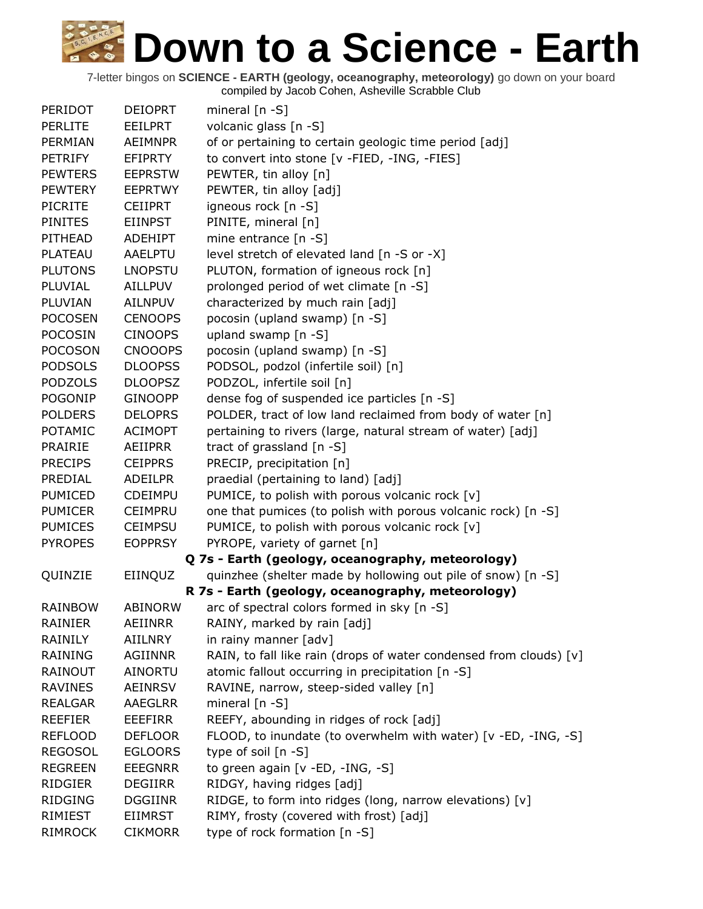# Down to a Science - Earth

7-letter bingos on **SCIENCE - EARTH (geology, oceanography, meteorology)** go down on your board
compiled by Jacob Cohen, Asheville Scrabble Club

| | | |
|---|---|---|
| PERIDOT | DEIOPRT | mineral [n -S] |
| PERLITE | EEILPRT | volcanic glass [n -S] |
| PERMIAN | AEIMNPR | of or pertaining to certain geologic time period [adj] |
| PETRIFY | EFIPRTY | to convert into stone [v -FIED, -ING, -FIES] |
| PEWTERS | EEPRSTW | PEWTER, tin alloy [n] |
| PEWTERY | EEPRTWY | PEWTER, tin alloy [adj] |
| PICRITE | CEIIPRT | igneous rock [n -S] |
| PINITES | EIINPST | PINITE, mineral [n] |
| PITHEAD | ADEHIPT | mine entrance [n -S] |
| PLATEAU | AAELPTU | level stretch of elevated land [n -S or -X] |
| PLUTONS | LNOPSTU | PLUTON, formation of igneous rock [n] |
| PLUVIAL | AILLPUV | prolonged period of wet climate [n -S] |
| PLUVIAN | AILNPUV | characterized by much rain [adj] |
| POCOSEN | CENOOPS | pocosin (upland swamp) [n -S] |
| POCOSIN | CINOOPS | upland swamp [n -S] |
| POCOSON | CNOOOPS | pocosin (upland swamp) [n -S] |
| PODSOLS | DLOOPSS | PODSOL, podzol (infertile soil) [n] |
| PODZOLS | DLOOPSZ | PODZOL, infertile soil [n] |
| POGONIP | GINOOPP | dense fog of suspended ice particles [n -S] |
| POLDERS | DELOPRS | POLDER, tract of low land reclaimed from body of water [n] |
| POTAMIC | ACIMOPT | pertaining to rivers (large, natural stream of water) [adj] |
| PRAIRIE | AEIIPRR | tract of grassland [n -S] |
| PRECIPS | CEIPPRS | PRECIP, precipitation [n] |
| PREDIAL | ADEILPR | praedial (pertaining to land) [adj] |
| PUMICED | CDEIMPU | PUMICE, to polish with porous volcanic rock [v] |
| PUMICER | CEIMPRU | one that pumices (to polish with porous volcanic rock) [n -S] |
| PUMICES | CEIMPSU | PUMICE, to polish with porous volcanic rock [v] |
| PYROPES | EOPPRSY | PYROPE, variety of garnet [n] |
| | | **Q 7s - Earth (geology, oceanography, meteorology)** |
| QUINZIE | EIINQUZ | quinzhee (shelter made by hollowing out pile of snow) [n -S] |
| | | **R 7s - Earth (geology, oceanography, meteorology)** |
| RAINBOW | ABINORW | arc of spectral colors formed in sky [n -S] |
| RAINIER | AEIINRR | RAINY, marked by rain [adj] |
| RAINILY | AIILNRY | in rainy manner [adv] |
| RAINING | AGIINNR | RAIN, to fall like rain (drops of water condensed from clouds) [v] |
| RAINOUT | AINORTU | atomic fallout occurring in precipitation [n -S] |
| RAVINES | AEINRSV | RAVINE, narrow, steep-sided valley [n] |
| REALGAR | AAEGLRR | mineral [n -S] |
| REEFIER | EEEFIRR | REEFY, abounding in ridges of rock [adj] |
| REFLOOD | DEFLOOR | FLOOD, to inundate (to overwhelm with water) [v -ED, -ING, -S] |
| REGOSOL | EGLOORS | type of soil [n -S] |
| REGREEN | EEEGNRR | to green again [v -ED, -ING, -S] |
| RIDGIER | DEGIIRR | RIDGY, having ridges [adj] |
| RIDGING | DGGIINR | RIDGE, to form into ridges (long, narrow elevations) [v] |
| RIMIEST | EIIMRST | RIMY, frosty (covered with frost) [adj] |
| RIMROCK | CIKMORR | type of rock formation [n -S] |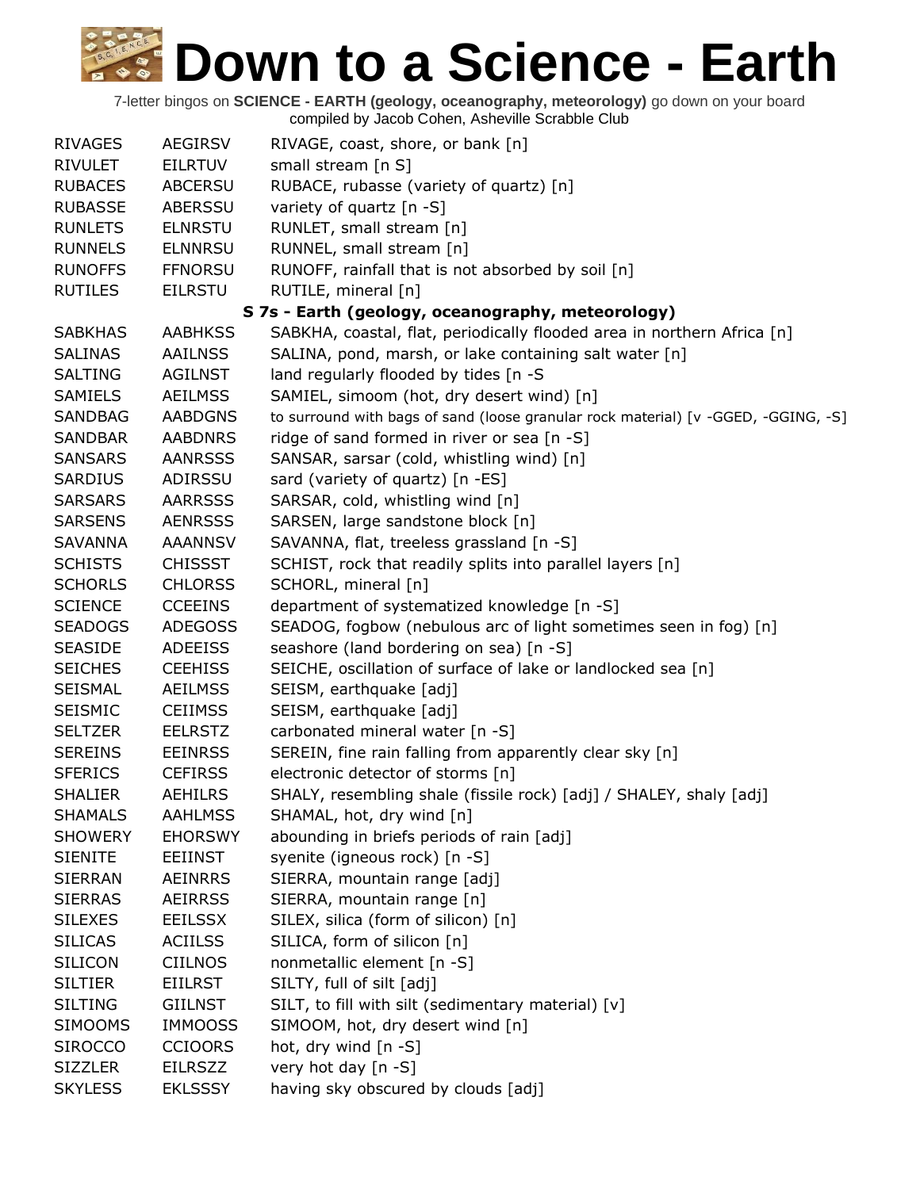# Down to a Science - Earth

7-letter bingos on **SCIENCE - EARTH (geology, oceanography, meteorology)** go down on your board
compiled by Jacob Cohen, Asheville Scrabble Club

| | | |
|---|---|---|
| RIVAGES | AEGIRSV | RIVAGE, coast, shore, or bank [n] |
| RIVULET | EILRTUV | small stream [n S] |
| RUBACES | ABCERSU | RUBACE, rubasse (variety of quartz) [n] |
| RUBASSE | ABERSSU | variety of quartz [n -S] |
| RUNLETS | ELNRSTU | RUNLET, small stream [n] |
| RUNNELS | ELNNRSU | RUNNEL, small stream [n] |
| RUNOFFS | FFNORSU | RUNOFF, rainfall that is not absorbed by soil [n] |
| RUTILES | EILRSTU | RUTILE, mineral [n] |

**S 7s - Earth (geology, oceanography, meteorology)**

| | | |
|---|---|---|
| SABKHAS | AABHKSS | SABKHA, coastal, flat, periodically flooded area in northern Africa [n] |
| SALINAS | AAILNSS | SALINA, pond, marsh, or lake containing salt water [n] |
| SALTING | AGILNST | land regularly flooded by tides [n -S |
| SAMIELS | AEILMSS | SAMIEL, simoom (hot, dry desert wind) [n] |
| SANDBAG | AABDGNS | to surround with bags of sand (loose granular rock material) [v -GGED, -GGING, -S] |
| SANDBAR | AABDNRS | ridge of sand formed in river or sea [n -S] |
| SANSARS | AANRSSS | SANSAR, sarsar (cold, whistling wind) [n] |
| SARDIUS | ADIRSSU | sard (variety of quartz) [n -ES] |
| SARSARS | AARRSSS | SARSAR, cold, whistling wind [n] |
| SARSENS | AENRSSS | SARSEN, large sandstone block [n] |
| SAVANNA | AAANNSV | SAVANNA, flat, treeless grassland [n -S] |
| SCHISTS | CHISSST | SCHIST, rock that readily splits into parallel layers [n] |
| SCHORLS | CHLORSS | SCHORL, mineral [n] |
| SCIENCE | CCEEINS | department of systematized knowledge [n -S] |
| SEADOGS | ADEGOSS | SEADOG, fogbow (nebulous arc of light sometimes seen in fog) [n] |
| SEASIDE | ADEEISS | seashore (land bordering on sea) [n -S] |
| SEICHES | CEEHISS | SEICHE, oscillation of surface of lake or landlocked sea [n] |
| SEISMAL | AEILMSS | SEISM, earthquake [adj] |
| SEISMIC | CEIIMSS | SEISM, earthquake [adj] |
| SELTZER | EELRSTZ | carbonated mineral water [n -S] |
| SEREINS | EEINRSS | SEREIN, fine rain falling from apparently clear sky [n] |
| SFERICS | CEFIRSS | electronic detector of storms [n] |
| SHALIER | AEHILRS | SHALY, resembling shale (fissile rock) [adj] / SHALEY, shaly [adj] |
| SHAMALS | AAHLMSS | SHAMAL, hot, dry wind [n] |
| SHOWERY | EHORSWY | abounding in briefs periods of rain [adj] |
| SIENITE | EEIINST | syenite (igneous rock) [n -S] |
| SIERRAN | AEINRRS | SIERRA, mountain range [adj] |
| SIERRAS | AEIRRSS | SIERRA, mountain range [n] |
| SILEXES | EEILSSX | SILEX, silica (form of silicon) [n] |
| SILICAS | ACIILSS | SILICA, form of silicon [n] |
| SILICON | CIILNOS | nonmetallic element [n -S] |
| SILTIER | EIILRST | SILTY, full of silt [adj] |
| SILTING | GIILNST | SILT, to fill with silt (sedimentary material) [v] |
| SIMOOMS | IMMOOSS | SIMOOM, hot, dry desert wind [n] |
| SIROCCO | CCIOORS | hot, dry wind [n -S] |
| SIZZLER | EILRSZZ | very hot day [n -S] |
| SKYLESS | EKLSSSY | having sky obscured by clouds [adj] |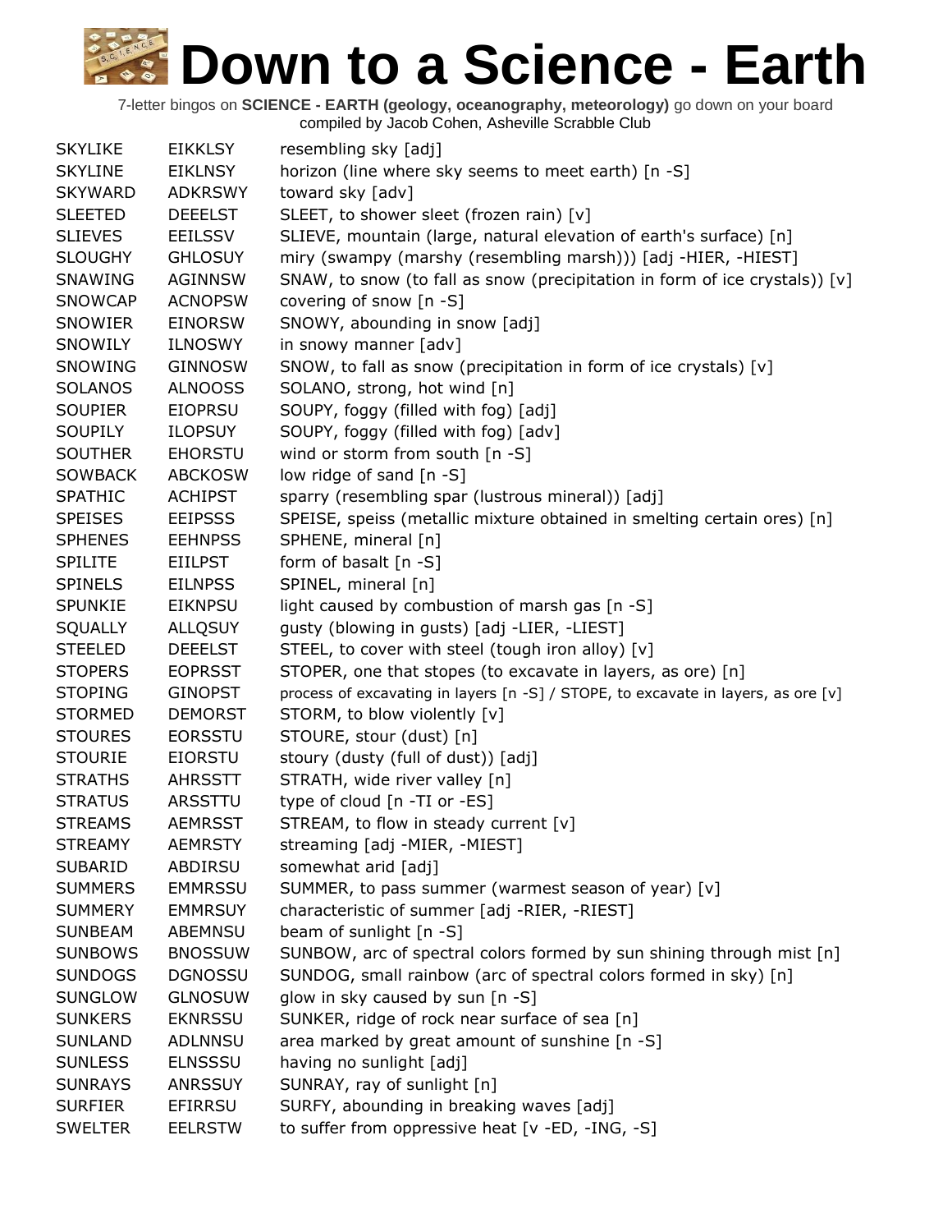# Down to a Science - Earth

7-letter bingos on **SCIENCE - EARTH (geology, oceanography, meteorology)** go down on your board
compiled by Jacob Cohen, Asheville Scrabble Club

| | | |
|---|---|---|
| SKYLIKE | EIKKLSY | resembling sky [adj] |
| SKYLINE | EIKLNSY | horizon (line where sky seems to meet earth) [n -S] |
| SKYWARD | ADKRSWY | toward sky [adv] |
| SLEETED | DEEELST | SLEET, to shower sleet (frozen rain) [v] |
| SLIEVES | EEILSSV | SLIEVE, mountain (large, natural elevation of earth's surface) [n] |
| SLOUGHY | GHLOSUY | miry (swampy (marshy (resembling marsh))) [adj -HIER, -HIEST] |
| SNAWING | AGINNSW | SNAW, to snow (to fall as snow (precipitation in form of ice crystals)) [v] |
| SNOWCAP | ACNOPSW | covering of snow [n -S] |
| SNOWIER | EINORSW | SNOWY, abounding in snow [adj] |
| SNOWILY | ILNOSWY | in snowy manner [adv] |
| SNOWING | GINNOSW | SNOW, to fall as snow (precipitation in form of ice crystals) [v] |
| SOLANOS | ALNOOSS | SOLANO, strong, hot wind [n] |
| SOUPIER | EIOPRSU | SOUPY, foggy (filled with fog) [adj] |
| SOUPILY | ILOPSUY | SOUPY, foggy (filled with fog) [adv] |
| SOUTHER | EHORSTU | wind or storm from south [n -S] |
| SOWBACK | ABCKOSW | low ridge of sand [n -S] |
| SPATHIC | ACHIPST | sparry (resembling spar (lustrous mineral)) [adj] |
| SPEISES | EEIPSSS | SPEISE, speiss (metallic mixture obtained in smelting certain ores) [n] |
| SPHENES | EEHNPSS | SPHENE, mineral [n] |
| SPILITE | EIILPST | form of basalt [n -S] |
| SPINELS | EILNPSS | SPINEL, mineral [n] |
| SPUNKIE | EIKNPSU | light caused by combustion of marsh gas [n -S] |
| SQUALLY | ALLQSUY | gusty (blowing in gusts) [adj -LIER, -LIEST] |
| STEELED | DEEELST | STEEL, to cover with steel (tough iron alloy) [v] |
| STOPERS | EOPRSST | STOPER, one that stopes (to excavate in layers, as ore) [n] |
| STOPING | GINOPST | process of excavating in layers [n -S] / STOPE, to excavate in layers, as ore [v] |
| STORMED | DEMORST | STORM, to blow violently [v] |
| STOURES | EORSSTU | STOURE, stour (dust) [n] |
| STOURIE | EIORSTU | stoury (dusty (full of dust)) [adj] |
| STRATHS | AHRSSTT | STRATH, wide river valley [n] |
| STRATUS | ARSSTTU | type of cloud [n -TI or -ES] |
| STREAMS | AEMRSST | STREAM, to flow in steady current [v] |
| STREAMY | AEMRSTY | streaming [adj -MIER, -MIEST] |
| SUBARID | ABDIRSU | somewhat arid [adj] |
| SUMMERS | EMMRSSU | SUMMER, to pass summer (warmest season of year) [v] |
| SUMMERY | EMMRSUY | characteristic of summer [adj -RIER, -RIEST] |
| SUNBEAM | ABEMNSU | beam of sunlight [n -S] |
| SUNBOWS | BNOSSUW | SUNBOW, arc of spectral colors formed by sun shining through mist [n] |
| SUNDOGS | DGNOSSU | SUNDOG, small rainbow (arc of spectral colors formed in sky) [n] |
| SUNGLOW | GLNOSUW | glow in sky caused by sun [n -S] |
| SUNKERS | EKNRSSU | SUNKER, ridge of rock near surface of sea [n] |
| SUNLAND | ADLNNSU | area marked by great amount of sunshine [n -S] |
| SUNLESS | ELNSSSU | having no sunlight [adj] |
| SUNRAYS | ANRSSUY | SUNRAY, ray of sunlight [n] |
| SURFIER | EFIRRSU | SURFY, abounding in breaking waves [adj] |
| SWELTER | EELRSTW | to suffer from oppressive heat [v -ED, -ING, -S] |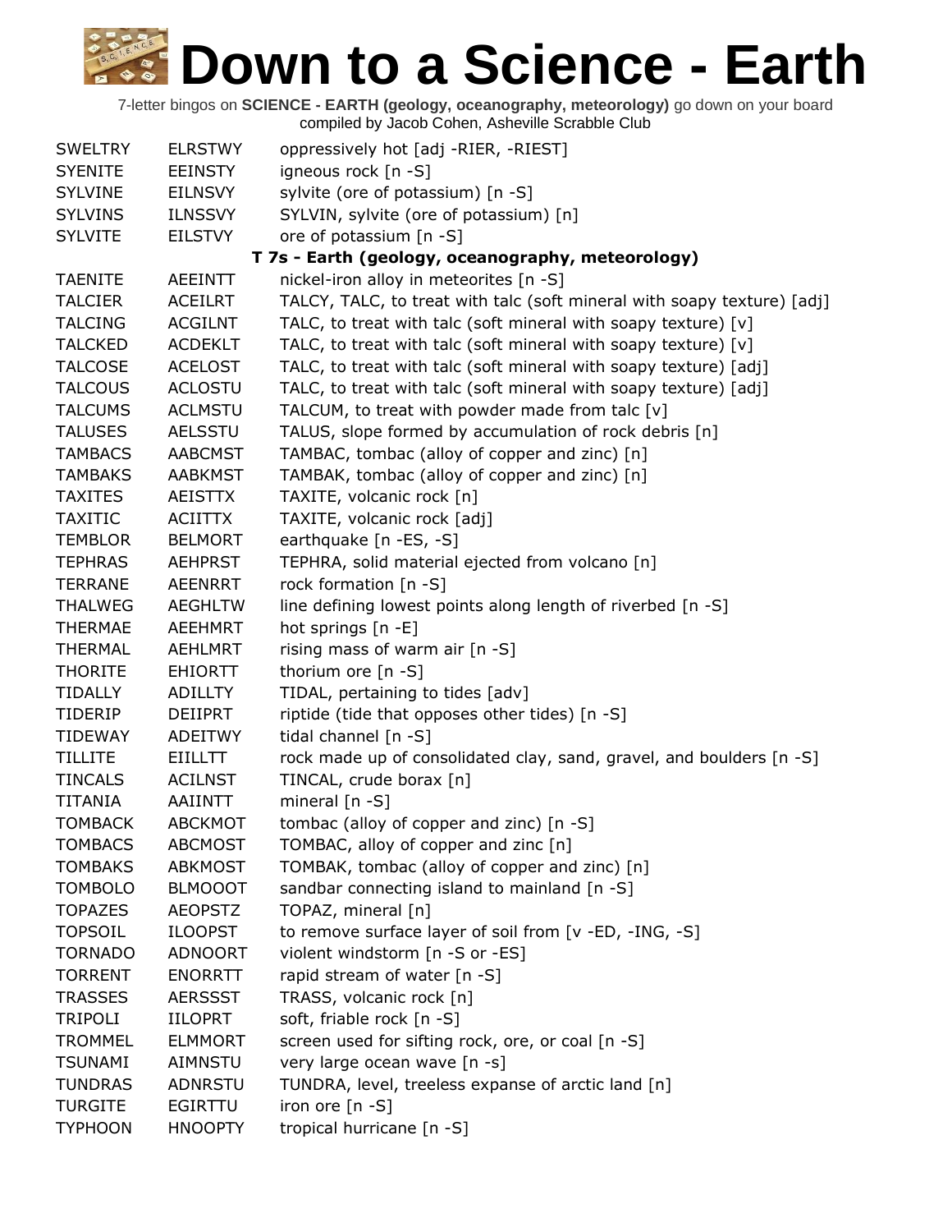# Down to a Science - Earth

7-letter bingos on **SCIENCE - EARTH (geology, oceanography, meteorology)** go down on your board
compiled by Jacob Cohen, Asheville Scrabble Club

| | | |
|---|---|---|
| SWELTRY | ELRSTWY | oppressively hot [adj -RIER, -RIEST] |
| SYENITE | EEINSTY | igneous rock [n -S] |
| SYLVINE | EILNSVY | sylvite (ore of potassium) [n -S] |
| SYLVINS | ILNSSVY | SYLVIN, sylvite (ore of potassium) [n] |
| SYLVITE | EILSTVY | ore of potassium [n -S] |

**T 7s - Earth (geology, oceanography, meteorology)**

| | | |
|---|---|---|
| TAENITE | AEEINTT | nickel-iron alloy in meteorites [n -S] |
| TALCIER | ACEILRT | TALCY, TALC, to treat with talc (soft mineral with soapy texture) [adj] |
| TALCING | ACGILNT | TALC, to treat with talc (soft mineral with soapy texture) [v] |
| TALCKED | ACDEKLT | TALC, to treat with talc (soft mineral with soapy texture) [v] |
| TALCOSE | ACELOST | TALC, to treat with talc (soft mineral with soapy texture) [adj] |
| TALCOUS | ACLOSTU | TALC, to treat with talc (soft mineral with soapy texture) [adj] |
| TALCUMS | ACLMSTU | TALCUM, to treat with powder made from talc [v] |
| TALUSES | AELSSTU | TALUS, slope formed by accumulation of rock debris [n] |
| TAMBACS | AABCMST | TAMBAC, tombac (alloy of copper and zinc) [n] |
| TAMBAKS | AABKMST | TAMBAK, tombac (alloy of copper and zinc) [n] |
| TAXITES | AEISTTX | TAXITE, volcanic rock [n] |
| TAXITIC | ACIITTX | TAXITE, volcanic rock [adj] |
| TEMBLOR | BELMORT | earthquake [n -ES, -S] |
| TEPHRAS | AEHPRST | TEPHRA, solid material ejected from volcano [n] |
| TERRANE | AEENRRT | rock formation [n -S] |
| THALWEG | AEGHLTW | line defining lowest points along length of riverbed [n -S] |
| THERMAE | AEEHMRT | hot springs [n -E] |
| THERMAL | AEHLMRT | rising mass of warm air [n -S] |
| THORITE | EHIORTT | thorium ore [n -S] |
| TIDALLY | ADILLTY | TIDAL, pertaining to tides [adv] |
| TIDERIP | DEIIPRT | riptide (tide that opposes other tides) [n -S] |
| TIDEWAY | ADEITWY | tidal channel [n -S] |
| TILLITE | EIILLTT | rock made up of consolidated clay, sand, gravel, and boulders [n -S] |
| TINCALS | ACILNST | TINCAL, crude borax [n] |
| TITANIA | AAIINTT | mineral [n -S] |
| TOMBACK | ABCKMOT | tombac (alloy of copper and zinc) [n -S] |
| TOMBACS | ABCMOST | TOMBAC, alloy of copper and zinc [n] |
| TOMBAKS | ABKMOST | TOMBAK, tombac (alloy of copper and zinc) [n] |
| TOMBOLO | BLMOOOT | sandbar connecting island to mainland [n -S] |
| TOPAZES | AEOPSTZ | TOPAZ, mineral [n] |
| TOPSOIL | ILOOPST | to remove surface layer of soil from [v -ED, -ING, -S] |
| TORNADO | ADNOORT | violent windstorm [n -S or -ES] |
| TORRENT | ENORRTT | rapid stream of water [n -S] |
| TRASSES | AERSSST | TRASS, volcanic rock [n] |
| TRIPOLI | IILOPRT | soft, friable rock [n -S] |
| TROMMEL | ELMMORT | screen used for sifting rock, ore, or coal [n -S] |
| TSUNAMI | AIMNSTU | very large ocean wave [n -s] |
| TUNDRAS | ADNRSTU | TUNDRA, level, treeless expanse of arctic land [n] |
| TURGITE | EGIRTTU | iron ore [n -S] |
| TYPHOON | HNOOPTY | tropical hurricane [n -S] |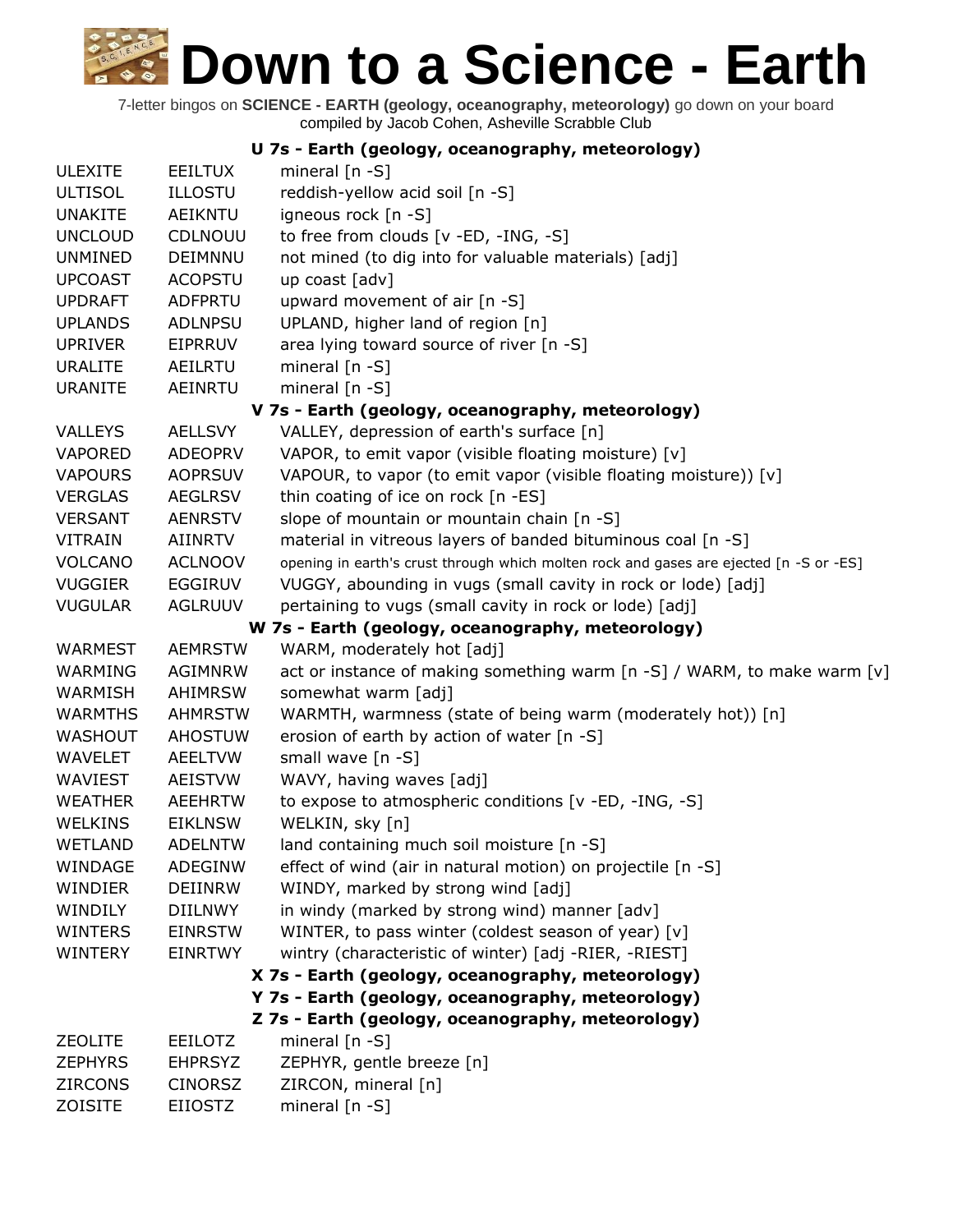# Down to a Science - Earth

7-letter bingos on **SCIENCE - EARTH (geology, oceanography, meteorology)** go down on your board
compiled by Jacob Cohen, Asheville Scrabble Club

### U 7s - Earth (geology, oceanography, meteorology)

| | | |
|---|---|---|
| ULEXITE | EEILTUX | mineral [n -S] |
| ULTISOL | ILLOSTU | reddish-yellow acid soil [n -S] |
| UNAKITE | AEIKNTU | igneous rock [n -S] |
| UNCLOUD | CDLNOUU | to free from clouds [v -ED, -ING, -S] |
| UNMINED | DEIMNNU | not mined (to dig into for valuable materials) [adj] |
| UPCOAST | ACOPSTU | up coast [adv] |
| UPDRAFT | ADFPRTU | upward movement of air [n -S] |
| UPLANDS | ADLNPSU | UPLAND, higher land of region [n] |
| UPRIVER | EIPRRUV | area lying toward source of river [n -S] |
| URALITE | AEILRTU | mineral [n -S] |
| URANITE | AEINRTU | mineral [n -S] |

### V 7s - Earth (geology, oceanography, meteorology)

| | | |
|---|---|---|
| VALLEYS | AELLSVY | VALLEY, depression of earth's surface [n] |
| VAPORED | ADEOPRV | VAPOR, to emit vapor (visible floating moisture) [v] |
| VAPOURS | AOPRSUV | VAPOUR, to vapor (to emit vapor (visible floating moisture)) [v] |
| VERGLAS | AEGLRSV | thin coating of ice on rock [n -ES] |
| VERSANT | AENRSTV | slope of mountain or mountain chain [n -S] |
| VITRAIN | AIINRTV | material in vitreous layers of banded bituminous coal [n -S] |
| VOLCANO | ACLNOOV | opening in earth's crust through which molten rock and gases are ejected [n -S or -ES] |
| VUGGIER | EGGIRUV | VUGGY, abounding in vugs (small cavity in rock or lode) [adj] |
| VUGULAR | AGLRUUV | pertaining to vugs (small cavity in rock or lode) [adj] |

### W 7s - Earth (geology, oceanography, meteorology)

| | | |
|---|---|---|
| WARMEST | AEMRSTW | WARM, moderately hot [adj] |
| WARMING | AGIMNRW | act or instance of making something warm [n -S] / WARM, to make warm [v] |
| WARMISH | AHIMRSW | somewhat warm [adj] |
| WARMTHS | AHMRSTW | WARMTH, warmness (state of being warm (moderately hot)) [n] |
| WASHOUT | AHOSTUW | erosion of earth by action of water [n -S] |
| WAVELET | AEELTVW | small wave [n -S] |
| WAVIEST | AEISTVW | WAVY, having waves [adj] |
| WEATHER | AEEHRTW | to expose to atmospheric conditions [v -ED, -ING, -S] |
| WELKINS | EIKLNSW | WELKIN, sky [n] |
| WETLAND | ADELNTW | land containing much soil moisture [n -S] |
| WINDAGE | ADEGINW | effect of wind (air in natural motion) on projectile [n -S] |
| WINDIER | DEIINRW | WINDY, marked by strong wind [adj] |
| WINDILY | DIILNWY | in windy (marked by strong wind) manner [adv] |
| WINTERS | EINRSTW | WINTER, to pass winter (coldest season of year) [v] |
| WINTERY | EINRTWY | wintry (characteristic of winter) [adj -RIER, -RIEST] |

### X 7s - Earth (geology, oceanography, meteorology)

### Y 7s - Earth (geology, oceanography, meteorology)

### Z 7s - Earth (geology, oceanography, meteorology)

| | | |
|---|---|---|
| ZEOLITE | EEILOTZ | mineral [n -S] |
| ZEPHYRS | EHPRSYZ | ZEPHYR, gentle breeze [n] |
| ZIRCONS | CINORSZ | ZIRCON, mineral [n] |
| ZOISITE | EIIOSTZ | mineral [n -S] |